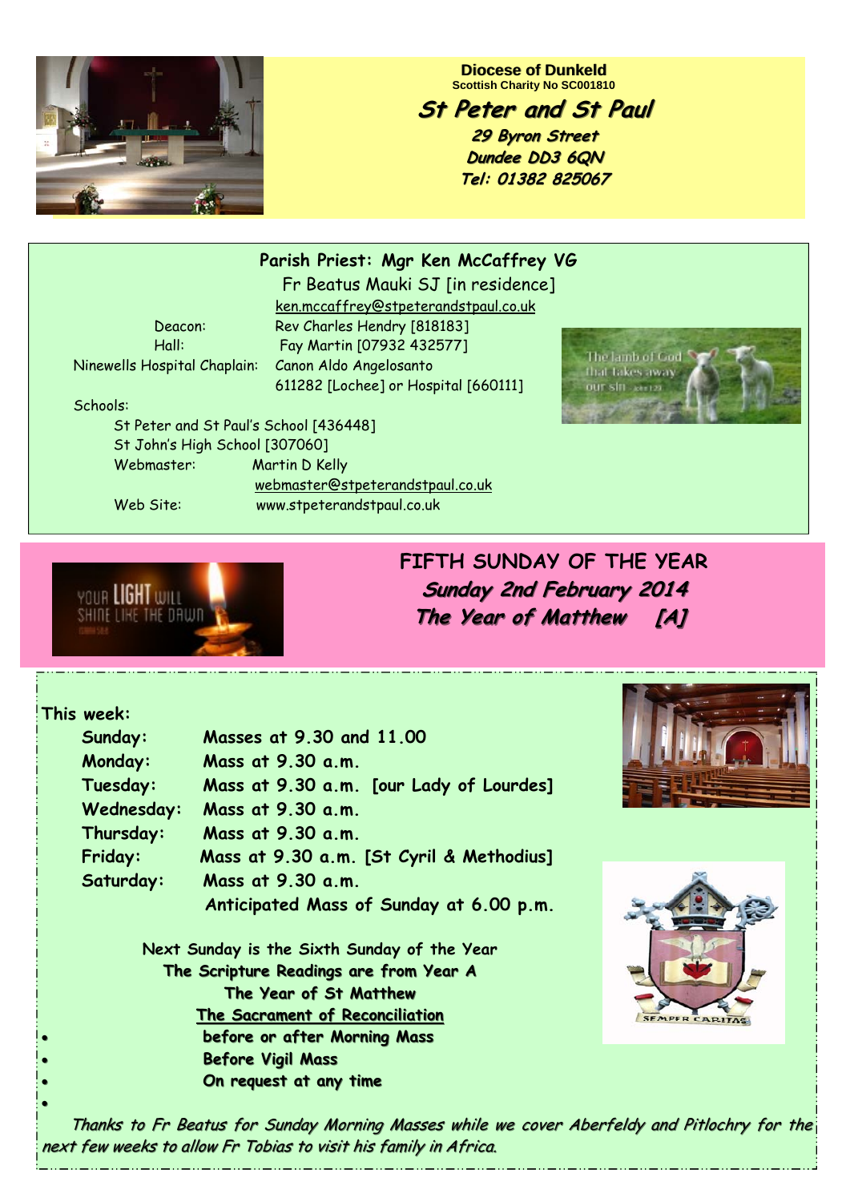**Diocese of Dunkeld**
**Scottish Charity No SC001810**

# *St Peter and St Paul*

***29 Byron Street***
***Dundee DD3 6QN***
***Tel: 01382 825067***

**Parish Priest: Mgr Ken McCaffrey VG**
Fr Beatus Mauki SJ [in residence]
ken.mccaffrey@stpeterandstpaul.co.uk

Deacon: Rev Charles Hendry [818183]
Hall: Fay Martin [07932 432577]
Ninewells Hospital Chaplain: Canon Aldo Angelosanto
611282 [Lochee] or Hospital [660111]

Schools:
St Peter and St Paul's School [436448]
St John's High School [307060]
Webmaster: Martin D Kelly
webmaster@stpeterandstpaul.co.uk
Web Site: www.stpeterandstpaul.co.uk

## FIFTH SUNDAY OF THE YEAR

***Sunday 2nd February 2014***
***The Year of Matthew [A]***

**This week:**

| | |
|---|---|
| **Sunday:** | **Masses at 9.30 and 11.00** |
| **Monday:** | **Mass at 9.30 a.m.** |
| **Tuesday:** | **Mass at 9.30 a.m. [our Lady of Lourdes]** |
| **Wednesday:** | **Mass at 9.30 a.m.** |
| **Thursday:** | **Mass at 9.30 a.m.** |
| **Friday:** | **Mass at 9.30 a.m. [St Cyril & Methodius]** |
| **Saturday:** | **Mass at 9.30 a.m.** |
| | **Anticipated Mass of Sunday at 6.00 p.m.** |

Next Sunday is the Sixth Sunday of the Year
**The Scripture Readings are from Year A**
**The Year of St Matthew**
**The Sacrament of Reconciliation**

- **before or after Morning Mass**
- **Before Vigil Mass**
- **On request at any time**

*Thanks to Fr Beatus for Sunday Morning Masses while we cover Aberfeldy and Pitlochry for the next few weeks to allow Fr Tobias to visit his family in Africa.*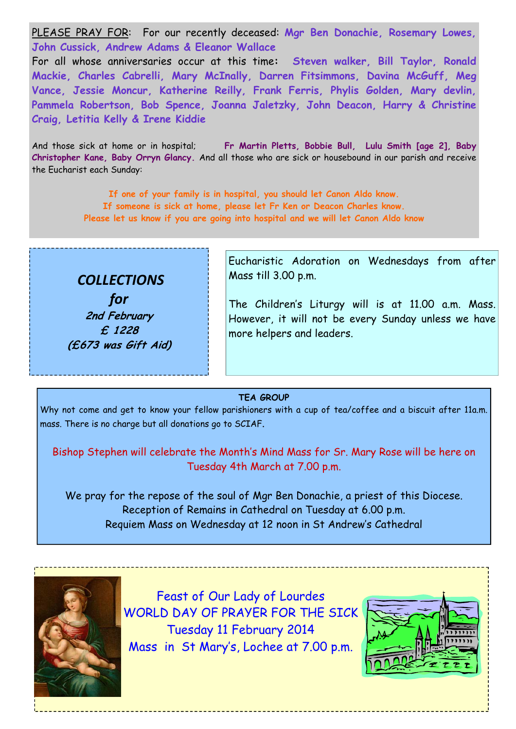PLEASE PRAY FOR: For our recently deceased: **Mgr Ben Donachie, Rosemary Lowes, John Cussick, Andrew Adams & Eleanor Wallace**

For all whose anniversaries occur at this time: **Steven walker, Bill Taylor, Ronald Mackie, Charles Cabrelli, Mary McInally, Darren Fitsimmons, Davina McGuff, Meg Vance, Jessie Moncur, Katherine Reilly, Frank Ferris, Phylis Golden, Mary devlin, Pammela Robertson, Bob Spence, Joanna Jaletzky, John Deacon, Harry & Christine Craig, Letitia Kelly & Irene Kiddie**

And those sick at home or in hospital; **Fr Martin Pletts, Bobbie Bull, Lulu Smith [age 2], Baby Christopher Kane, Baby Orryn Glancy.** And all those who are sick or housebound in our parish and receive the Eucharist each Sunday:

**If one of your family is in hospital, you should let Canon Aldo know.**
**If someone is sick at home, please let Fr Ken or Deacon Charles know.**
**Please let us know if you are going into hospital and we will let Canon Aldo know**

***COLLECTIONS for***
***2nd February***
***£ 1228***
***(£673 was Gift Aid)***

Eucharistic Adoration on Wednesdays from after Mass till 3.00 p.m.

The Children's Liturgy will is at 11.00 a.m. Mass. However, it will not be every Sunday unless we have more helpers and leaders.

**TEA GROUP**

Why not come and get to know your fellow parishioners with a cup of tea/coffee and a biscuit after 11a.m. mass. There is no charge but all donations go to SCIAF.

Bishop Stephen will celebrate the Month's Mind Mass for Sr. Mary Rose will be here on Tuesday 4th March at 7.00 p.m.

We pray for the repose of the soul of Mgr Ben Donachie, a priest of this Diocese.
Reception of Remains in Cathedral on Tuesday at 6.00 p.m.
Requiem Mass on Wednesday at 12 noon in St Andrew's Cathedral

Feast of Our Lady of Lourdes
WORLD DAY OF PRAYER FOR THE SICK
Tuesday 11 February 2014
Mass in St Mary's, Lochee at 7.00 p.m.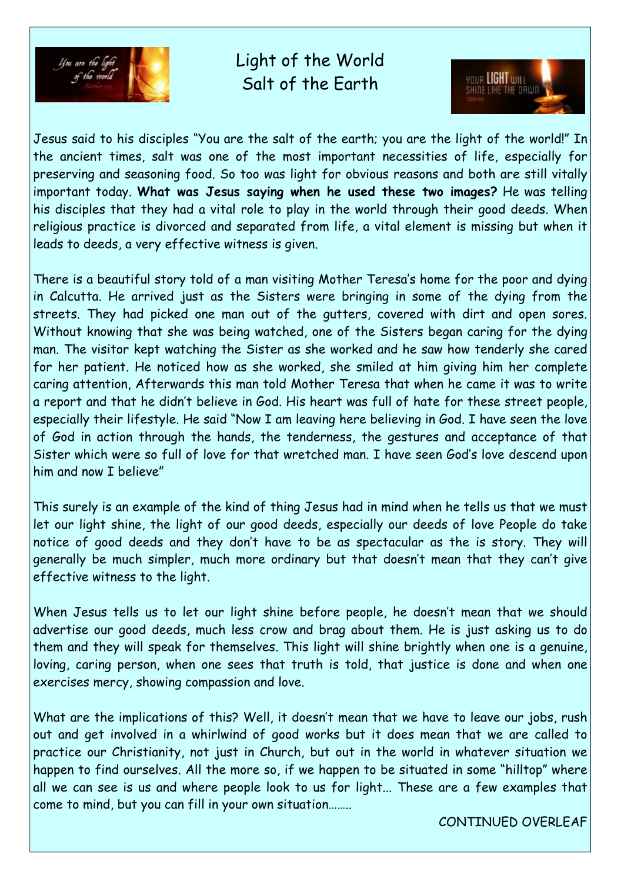# Light of the World
# Salt of the Earth

Jesus said to his disciples "You are the salt of the earth; you are the light of the world!" In the ancient times, salt was one of the most important necessities of life, especially for preserving and seasoning food. So too was light for obvious reasons and both are still vitally important today. **What was Jesus saying when he used these two images?** He was telling his disciples that they had a vital role to play in the world through their good deeds. When religious practice is divorced and separated from life, a vital element is missing but when it leads to deeds, a very effective witness is given.

There is a beautiful story told of a man visiting Mother Teresa's home for the poor and dying in Calcutta. He arrived just as the Sisters were bringing in some of the dying from the streets. They had picked one man out of the gutters, covered with dirt and open sores. Without knowing that she was being watched, one of the Sisters began caring for the dying man. The visitor kept watching the Sister as she worked and he saw how tenderly she cared for her patient. He noticed how as she worked, she smiled at him giving him her complete caring attention, Afterwards this man told Mother Teresa that when he came it was to write a report and that he didn't believe in God. His heart was full of hate for these street people, especially their lifestyle. He said "Now I am leaving here believing in God. I have seen the love of God in action through the hands, the tenderness, the gestures and acceptance of that Sister which were so full of love for that wretched man. I have seen God's love descend upon him and now I believe"

This surely is an example of the kind of thing Jesus had in mind when he tells us that we must let our light shine, the light of our good deeds, especially our deeds of love People do take notice of good deeds and they don't have to be as spectacular as the is story. They will generally be much simpler, much more ordinary but that doesn't mean that they can't give effective witness to the light.

When Jesus tells us to let our light shine before people, he doesn't mean that we should advertise our good deeds, much less crow and brag about them. He is just asking us to do them and they will speak for themselves. This light will shine brightly when one is a genuine, loving, caring person, when one sees that truth is told, that justice is done and when one exercises mercy, showing compassion and love.

What are the implications of this? Well, it doesn't mean that we have to leave our jobs, rush out and get involved in a whirlwind of good works but it does mean that we are called to practice our Christianity, not just in Church, but out in the world in whatever situation we happen to find ourselves. All the more so, if we happen to be situated in some "hilltop" where all we can see is us and where people look to us for light... These are a few examples that come to mind, but you can fill in your own situation……..

CONTINUED OVERLEAF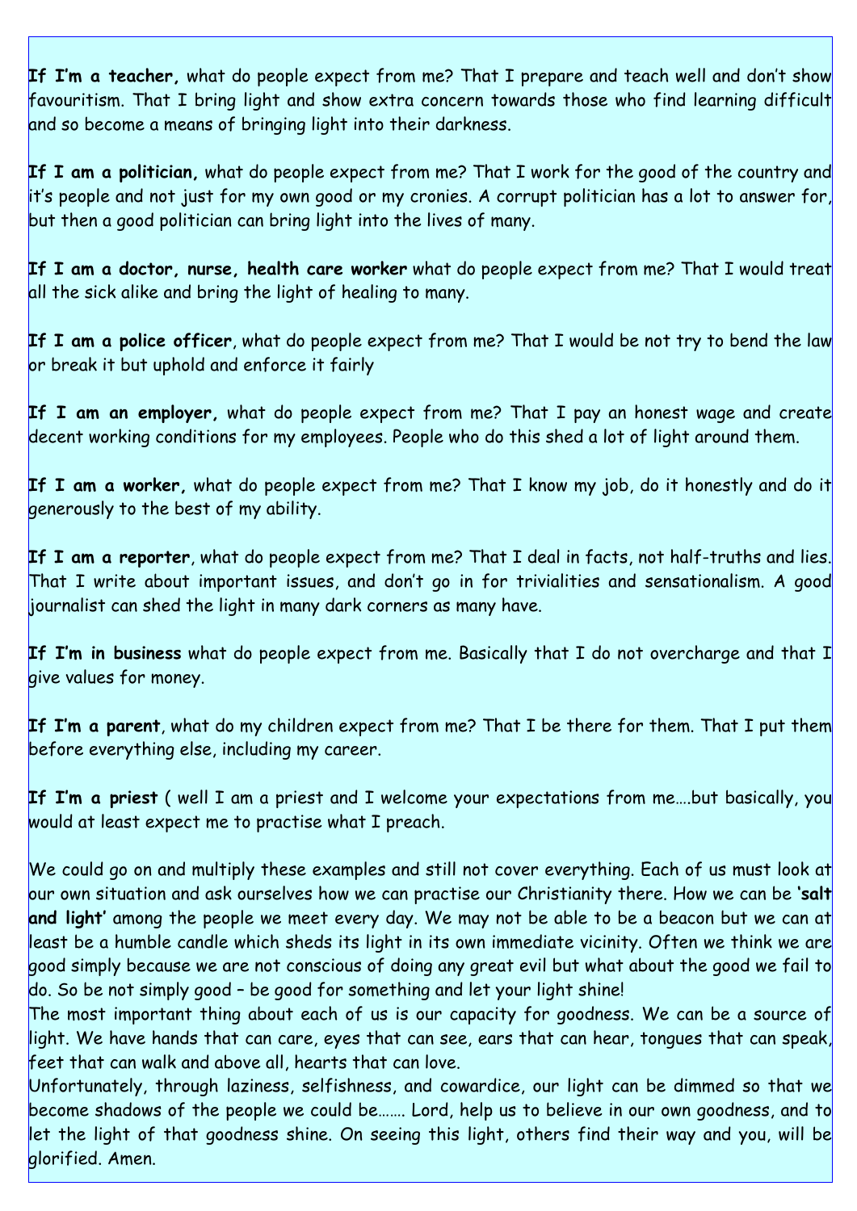**If I'm a teacher,** what do people expect from me? That I prepare and teach well and don't show favouritism. That I bring light and show extra concern towards those who find learning difficult and so become a means of bringing light into their darkness.

**If I am a politician,** what do people expect from me? That I work for the good of the country and it's people and not just for my own good or my cronies. A corrupt politician has a lot to answer for, but then a good politician can bring light into the lives of many.

**If I am a doctor, nurse, health care worker** what do people expect from me? That I would treat all the sick alike and bring the light of healing to many.

**If I am a police officer**, what do people expect from me? That I would be not try to bend the law or break it but uphold and enforce it fairly

**If I am an employer,** what do people expect from me? That I pay an honest wage and create decent working conditions for my employees. People who do this shed a lot of light around them.

**If I am a worker,** what do people expect from me? That I know my job, do it honestly and do it generously to the best of my ability.

**If I am a reporter**, what do people expect from me? That I deal in facts, not half-truths and lies. That I write about important issues, and don't go in for trivialities and sensationalism. A good journalist can shed the light in many dark corners as many have.

**If I'm in business** what do people expect from me. Basically that I do not overcharge and that I give values for money.

**If I'm a parent**, what do my children expect from me? That I be there for them. That I put them before everything else, including my career.

**If I'm a priest** ( well I am a priest and I welcome your expectations from me….but basically, you would at least expect me to practise what I preach.

We could go on and multiply these examples and still not cover everything. Each of us must look at our own situation and ask ourselves how we can practise our Christianity there. How we can be **'salt and light'** among the people we meet every day. We may not be able to be a beacon but we can at least be a humble candle which sheds its light in its own immediate vicinity. Often we think we are good simply because we are not conscious of doing any great evil but what about the good we fail to do. So be not simply good – be good for something and let your light shine!
The most important thing about each of us is our capacity for goodness. We can be a source of light. We have hands that can care, eyes that can see, ears that can hear, tongues that can speak, feet that can walk and above all, hearts that can love.
Unfortunately, through laziness, selfishness, and cowardice, our light can be dimmed so that we become shadows of the people we could be……. Lord, help us to believe in our own goodness, and to let the light of that goodness shine. On seeing this light, others find their way and you, will be glorified. Amen.